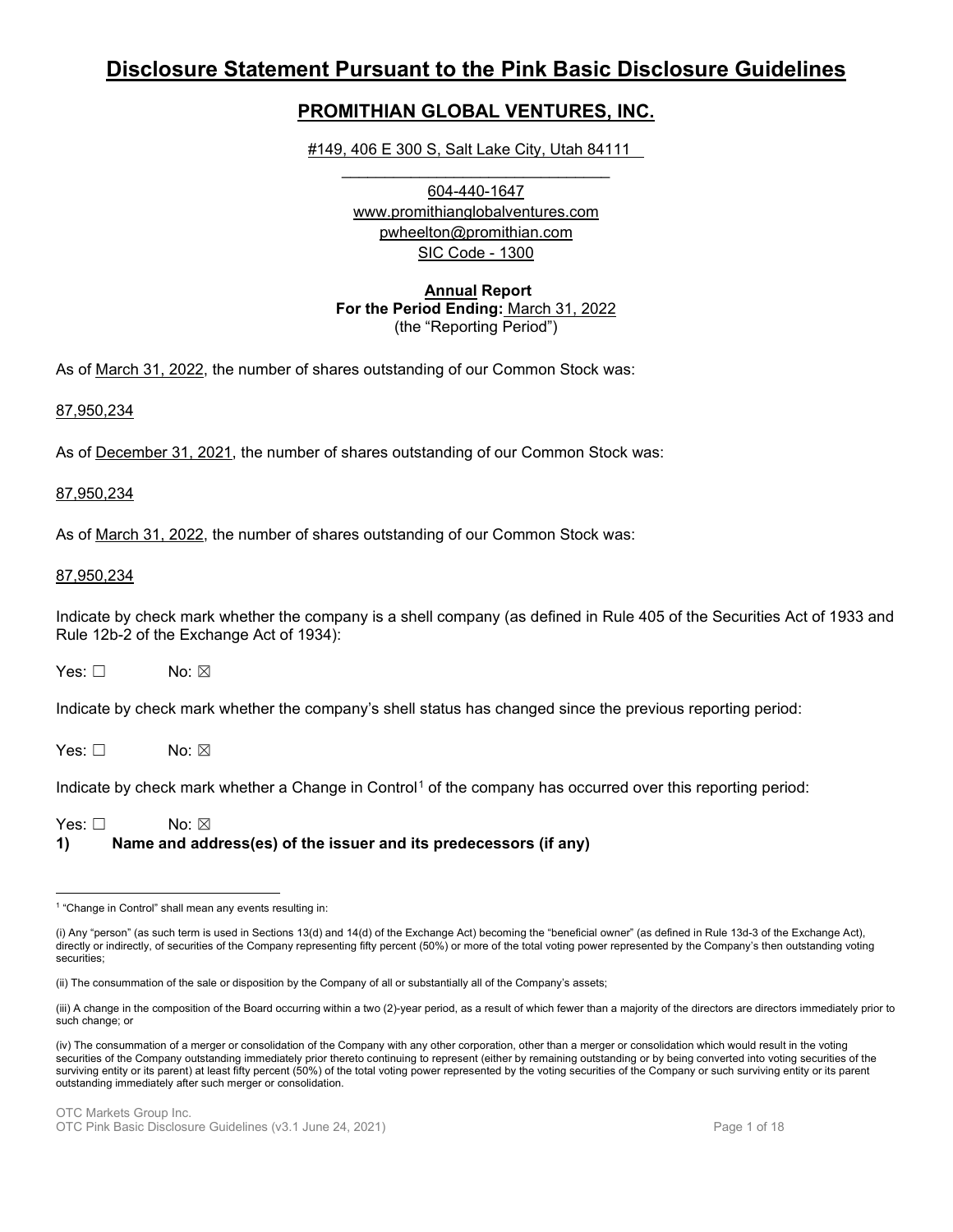# Disclosure Statement Pursuant to the Pink Basic Disclosure Guidelines

## PROMITHIAN GLOBAL VENTURES, INC.

#149, 406 E 300 S, Salt Lake City, Utah 84111

604-440-1647
www.promithianglobalventures.com
pwheelton@promithian.com
SIC Code - 1300

**Annual Report**
**For the Period Ending:** March 31, 2022
(the "Reporting Period")

As of March 31, 2022, the number of shares outstanding of our Common Stock was:

87,950,234

As of December 31, 2021, the number of shares outstanding of our Common Stock was:

87,950,234

As of March 31, 2022, the number of shares outstanding of our Common Stock was:

87,950,234

Indicate by check mark whether the company is a shell company (as defined in Rule 405 of the Securities Act of 1933 and Rule 12b-2 of the Exchange Act of 1934):

Yes: ☐ No: ☒

Indicate by check mark whether the company's shell status has changed since the previous reporting period:

Yes: ☐ No: ☒

Indicate by check mark whether a Change in Control[1] of the company has occurred over this reporting period:

Yes: ☐ No: ☒

**1) Name and address(es) of the issuer and its predecessors (if any)**

[1] "Change in Control" shall mean any events resulting in:

(i) Any "person" (as such term is used in Sections 13(d) and 14(d) of the Exchange Act) becoming the "beneficial owner" (as defined in Rule 13d-3 of the Exchange Act), directly or indirectly, of securities of the Company representing fifty percent (50%) or more of the total voting power represented by the Company's then outstanding voting securities;

(ii) The consummation of the sale or disposition by the Company of all or substantially all of the Company's assets;

(iii) A change in the composition of the Board occurring within a two (2)-year period, as a result of which fewer than a majority of the directors are directors immediately prior to such change; or

(iv) The consummation of a merger or consolidation of the Company with any other corporation, other than a merger or consolidation which would result in the voting securities of the Company outstanding immediately prior thereto continuing to represent (either by remaining outstanding or by being converted into voting securities of the surviving entity or its parent) at least fifty percent (50%) of the total voting power represented by the voting securities of the Company or such surviving entity or its parent outstanding immediately after such merger or consolidation.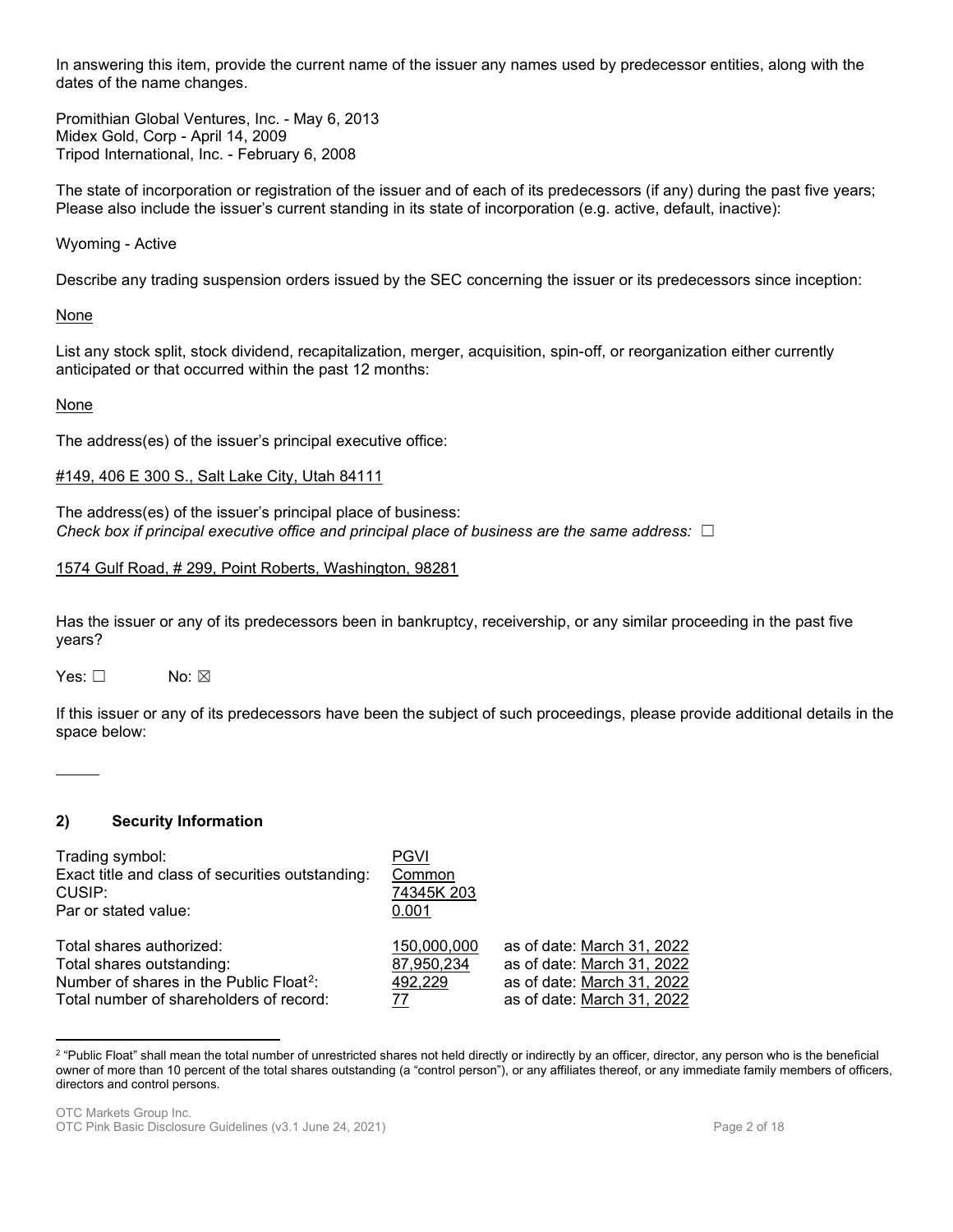In answering this item, provide the current name of the issuer any names used by predecessor entities, along with the dates of the name changes.

Promithian Global Ventures, Inc. - May 6, 2013
Midex Gold, Corp - April 14, 2009
Tripod International, Inc. - February 6, 2008

The state of incorporation or registration of the issuer and of each of its predecessors (if any) during the past five years; Please also include the issuer's current standing in its state of incorporation (e.g. active, default, inactive):

Wyoming - Active

Describe any trading suspension orders issued by the SEC concerning the issuer or its predecessors since inception:

None

List any stock split, stock dividend, recapitalization, merger, acquisition, spin-off, or reorganization either currently anticipated or that occurred within the past 12 months:

None

The address(es) of the issuer's principal executive office:

#149, 406 E 300 S., Salt Lake City, Utah 84111

The address(es) of the issuer's principal place of business:
*Check box if principal executive office and principal place of business are the same address:* ☐

1574 Gulf Road, # 299, Point Roberts, Washington, 98281

Has the issuer or any of its predecessors been in bankruptcy, receivership, or any similar proceeding in the past five years?

Yes: ☐ No: ☒

If this issuer or any of its predecessors have been the subject of such proceedings, please provide additional details in the space below:

## 2) Security Information

| | | |
|---|---|---|
| Trading symbol: | PGVI | |
| Exact title and class of securities outstanding: | Common | |
| CUSIP: | 74345K 203 | |
| Par or stated value: | 0.001 | |
| Total shares authorized: | 150,000,000 | as of date: March 31, 2022 |
| Total shares outstanding: | 87,950,234 | as of date: March 31, 2022 |
| Number of shares in the Public Float[2]: | 492,229 | as of date: March 31, 2022 |
| Total number of shareholders of record: | 77 | as of date: March 31, 2022 |

[2] "Public Float" shall mean the total number of unrestricted shares not held directly or indirectly by an officer, director, any person who is the beneficial owner of more than 10 percent of the total shares outstanding (a "control person"), or any affiliates thereof, or any immediate family members of officers, directors and control persons.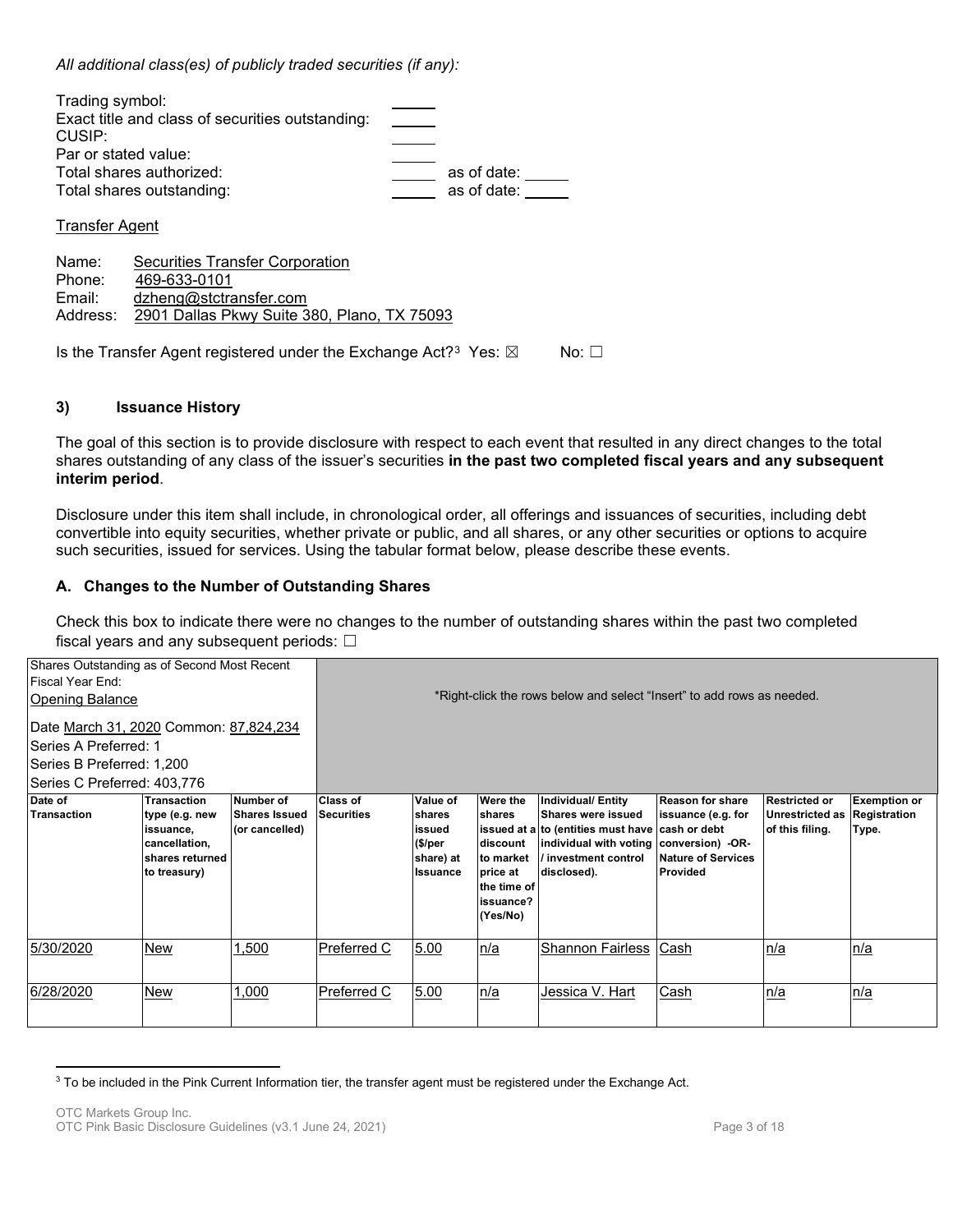*All additional class(es) of publicly traded securities (if any):*

Trading symbol: \_\_\_\_\_
Exact title and class of securities outstanding: \_\_\_\_\_
CUSIP: \_\_\_\_\_
Par or stated value: \_\_\_\_\_
Total shares authorized: \_\_\_\_\_ as of date: \_\_\_\_\_
Total shares outstanding: \_\_\_\_\_ as of date: \_\_\_\_\_

Transfer Agent

Name: Securities Transfer Corporation
Phone: 469-633-0101
Email: dzheng@stctransfer.com
Address: 2901 Dallas Pkwy Suite 380, Plano, TX 75093

Is the Transfer Agent registered under the Exchange Act?[3] Yes: ☒ No: ☐

### 3) Issuance History

The goal of this section is to provide disclosure with respect to each event that resulted in any direct changes to the total shares outstanding of any class of the issuer's securities **in the past two completed fiscal years and any subsequent interim period**.

Disclosure under this item shall include, in chronological order, all offerings and issuances of securities, including debt convertible into equity securities, whether private or public, and all shares, or any other securities or options to acquire such securities, issued for services. Using the tabular format below, please describe these events.

#### A. Changes to the Number of Outstanding Shares

Check this box to indicate there were no changes to the number of outstanding shares within the past two completed fiscal years and any subsequent periods: ☐

| Shares Outstanding as of Second Most Recent Fiscal Year End: Opening Balance<br>Date March 31, 2020 Common: 87,824,234<br>Series A Preferred: 1<br>Series B Preferred: 1,200<br>Series C Preferred: 403,776 | | | *Right-click the rows below and select "Insert" to add rows as needed. | | | | | | |
|---|---|---|---|---|---|---|---|---|---|
| **Date of Transaction** | **Transaction type (e.g. new issuance, cancellation, shares returned to treasury)** | **Number of Shares Issued (or cancelled)** | **Class of Securities** | **Value of shares issued ($/per share) at Issuance** | **Were the shares issued at a discount to market price at the time of issuance? (Yes/No)** | **Individual/ Entity Shares were issued to (entities must have individual with voting / investment control disclosed).** | **Reason for share issuance (e.g. for cash or debt conversion) -OR- Nature of Services Provided** | **Restricted or Unrestricted as of this filing.** | **Exemption or Registration Type.** |
| 5/30/2020 | New | 1,500 | Preferred C | 5.00 | n/a | Shannon Fairless | Cash | n/a | n/a |
| 6/28/2020 | New | 1,000 | Preferred C | 5.00 | n/a | Jessica V. Hart | Cash | n/a | n/a |

[3] To be included in the Pink Current Information tier, the transfer agent must be registered under the Exchange Act.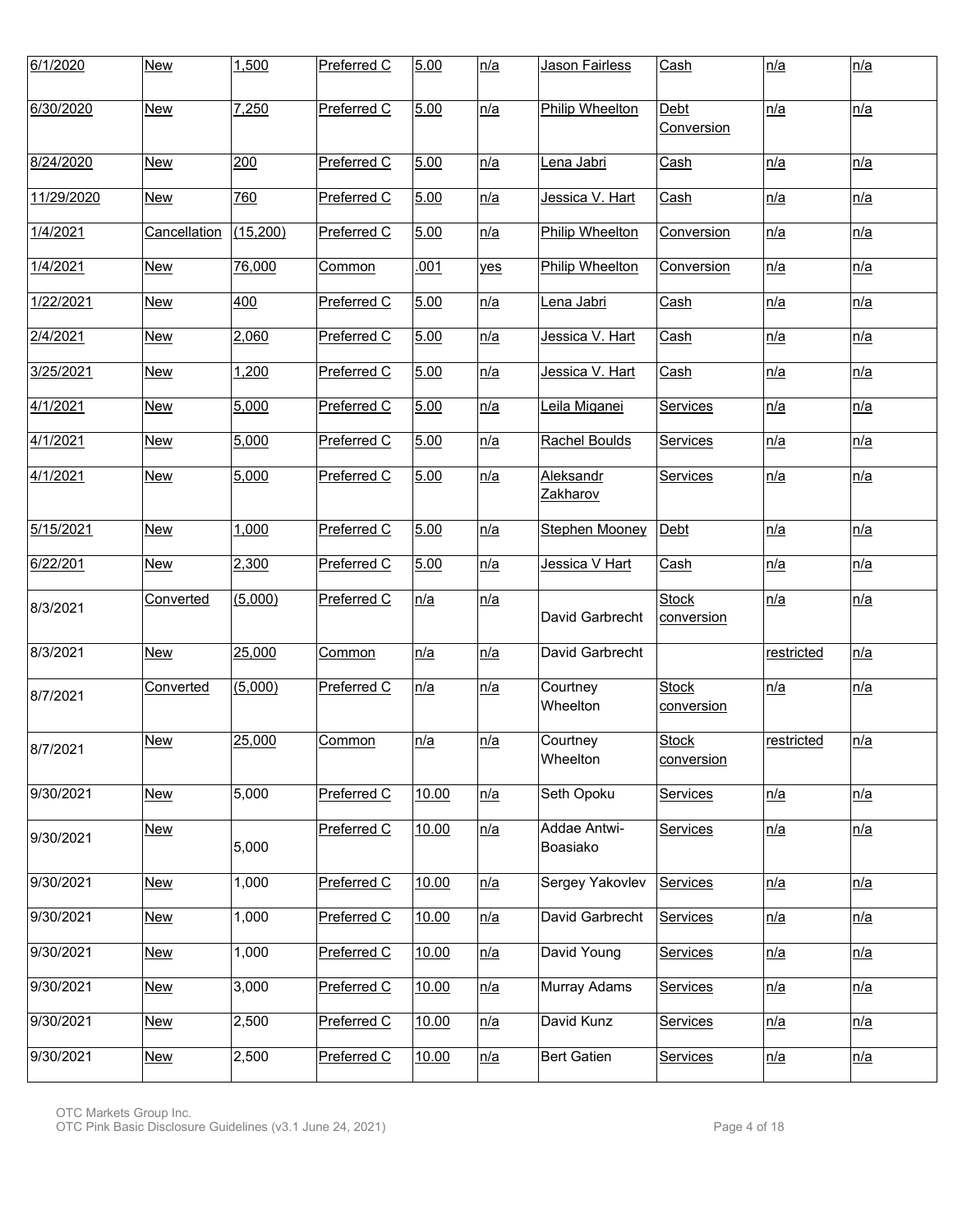| | | | | | | | | | |
|---|---|---|---|---|---|---|---|---|---|
| 6/1/2020 | New | 1,500 | Preferred C | 5.00 | n/a | Jason Fairless | Cash | n/a | n/a |
| 6/30/2020 | New | 7,250 | Preferred C | 5.00 | n/a | Philip Wheelton | Debt Conversion | n/a | n/a |
| 8/24/2020 | New | 200 | Preferred C | 5.00 | n/a | Lena Jabri | Cash | n/a | n/a |
| 11/29/2020 | New | 760 | Preferred C | 5.00 | n/a | Jessica V. Hart | Cash | n/a | n/a |
| 1/4/2021 | Cancellation | (15,200) | Preferred C | 5.00 | n/a | Philip Wheelton | Conversion | n/a | n/a |
| 1/4/2021 | New | 76,000 | Common | .001 | yes | Philip Wheelton | Conversion | n/a | n/a |
| 1/22/2021 | New | 400 | Preferred C | 5.00 | n/a | Lena Jabri | Cash | n/a | n/a |
| 2/4/2021 | New | 2,060 | Preferred C | 5.00 | n/a | Jessica V. Hart | Cash | n/a | n/a |
| 3/25/2021 | New | 1,200 | Preferred C | 5.00 | n/a | Jessica V. Hart | Cash | n/a | n/a |
| 4/1/2021 | New | 5,000 | Preferred C | 5.00 | n/a | Leila Miganei | Services | n/a | n/a |
| 4/1/2021 | New | 5,000 | Preferred C | 5.00 | n/a | Rachel Boulds | Services | n/a | n/a |
| 4/1/2021 | New | 5,000 | Preferred C | 5.00 | n/a | Aleksandr Zakharov | Services | n/a | n/a |
| 5/15/2021 | New | 1,000 | Preferred C | 5.00 | n/a | Stephen Mooney | Debt | n/a | n/a |
| 6/22/201 | New | 2,300 | Preferred C | 5.00 | n/a | Jessica V Hart | Cash | n/a | n/a |
| 8/3/2021 | Converted | (5,000) | Preferred C | n/a | n/a | David Garbrecht | Stock conversion | n/a | n/a |
| 8/3/2021 | New | 25,000 | Common | n/a | n/a | David Garbrecht | | restricted | n/a |
| 8/7/2021 | Converted | (5,000) | Preferred C | n/a | n/a | Courtney Wheelton | Stock conversion | n/a | n/a |
| 8/7/2021 | New | 25,000 | Common | n/a | n/a | Courtney Wheelton | Stock conversion | restricted | n/a |
| 9/30/2021 | New | 5,000 | Preferred C | 10.00 | n/a | Seth Opoku | Services | n/a | n/a |
| 9/30/2021 | New | 5,000 | Preferred C | 10.00 | n/a | Addae Antwi-Boasiako | Services | n/a | n/a |
| 9/30/2021 | New | 1,000 | Preferred C | 10.00 | n/a | Sergey Yakovlev | Services | n/a | n/a |
| 9/30/2021 | New | 1,000 | Preferred C | 10.00 | n/a | David Garbrecht | Services | n/a | n/a |
| 9/30/2021 | New | 1,000 | Preferred C | 10.00 | n/a | David Young | Services | n/a | n/a |
| 9/30/2021 | New | 3,000 | Preferred C | 10.00 | n/a | Murray Adams | Services | n/a | n/a |
| 9/30/2021 | New | 2,500 | Preferred C | 10.00 | n/a | David Kunz | Services | n/a | n/a |
| 9/30/2021 | New | 2,500 | Preferred C | 10.00 | n/a | Bert Gatien | Services | n/a | n/a |

OTC Markets Group Inc.
OTC Pink Basic Disclosure Guidelines (v3.1 June 24, 2021)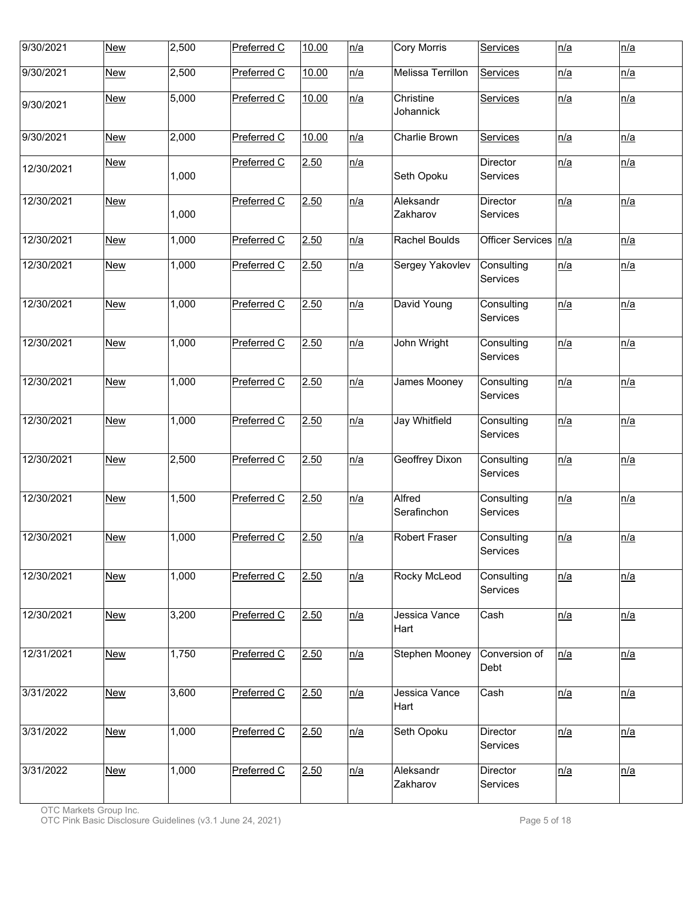| | | | | | | | | | |
|---|---|---|---|---|---|---|---|---|---|
| 9/30/2021 | New | 2,500 | Preferred C | 10.00 | n/a | Cory Morris | Services | n/a | n/a |
| 9/30/2021 | New | 2,500 | Preferred C | 10.00 | n/a | Melissa Terrillon | Services | n/a | n/a |
| 9/30/2021 | New | 5,000 | Preferred C | 10.00 | n/a | Christine Johannick | Services | n/a | n/a |
| 9/30/2021 | New | 2,000 | Preferred C | 10.00 | n/a | Charlie Brown | Services | n/a | n/a |
| 12/30/2021 | New | 1,000 | Preferred C | 2.50 | n/a | Seth Opoku | Director Services | n/a | n/a |
| 12/30/2021 | New | 1,000 | Preferred C | 2.50 | n/a | Aleksandr Zakharov | Director Services | n/a | n/a |
| 12/30/2021 | New | 1,000 | Preferred C | 2.50 | n/a | Rachel Boulds | Officer Services | n/a | n/a |
| 12/30/2021 | New | 1,000 | Preferred C | 2.50 | n/a | Sergey Yakovlev | Consulting Services | n/a | n/a |
| 12/30/2021 | New | 1,000 | Preferred C | 2.50 | n/a | David Young | Consulting Services | n/a | n/a |
| 12/30/2021 | New | 1,000 | Preferred C | 2.50 | n/a | John Wright | Consulting Services | n/a | n/a |
| 12/30/2021 | New | 1,000 | Preferred C | 2.50 | n/a | James Mooney | Consulting Services | n/a | n/a |
| 12/30/2021 | New | 1,000 | Preferred C | 2.50 | n/a | Jay Whitfield | Consulting Services | n/a | n/a |
| 12/30/2021 | New | 2,500 | Preferred C | 2.50 | n/a | Geoffrey Dixon | Consulting Services | n/a | n/a |
| 12/30/2021 | New | 1,500 | Preferred C | 2.50 | n/a | Alfred Serafinchon | Consulting Services | n/a | n/a |
| 12/30/2021 | New | 1,000 | Preferred C | 2.50 | n/a | Robert Fraser | Consulting Services | n/a | n/a |
| 12/30/2021 | New | 1,000 | Preferred C | 2.50 | n/a | Rocky McLeod | Consulting Services | n/a | n/a |
| 12/30/2021 | New | 3,200 | Preferred C | 2.50 | n/a | Jessica Vance Hart | Cash | n/a | n/a |
| 12/31/2021 | New | 1,750 | Preferred C | 2.50 | n/a | Stephen Mooney | Conversion of Debt | n/a | n/a |
| 3/31/2022 | New | 3,600 | Preferred C | 2.50 | n/a | Jessica Vance Hart | Cash | n/a | n/a |
| 3/31/2022 | New | 1,000 | Preferred C | 2.50 | n/a | Seth Opoku | Director Services | n/a | n/a |
| 3/31/2022 | New | 1,000 | Preferred C | 2.50 | n/a | Aleksandr Zakharov | Director Services | n/a | n/a |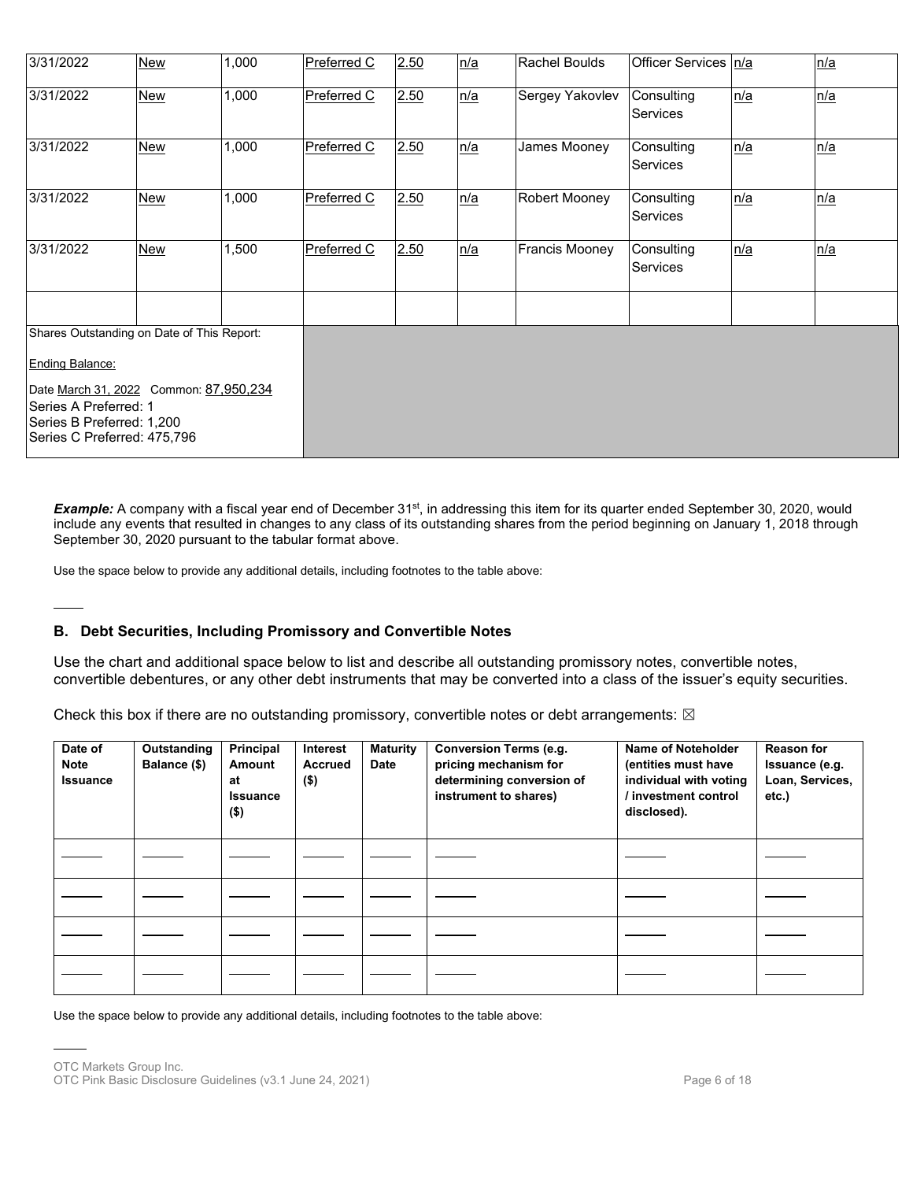| | | | | | | | | | |
|---|---|---|---|---|---|---|---|---|---|
| 3/31/2022 | New | 1,000 | Preferred C | 2.50 | n/a | Rachel Boulds | Officer Services | n/a | n/a |
| 3/31/2022 | New | 1,000 | Preferred C | 2.50 | n/a | Sergey Yakovlev | Consulting Services | n/a | n/a |
| 3/31/2022 | New | 1,000 | Preferred C | 2.50 | n/a | James Mooney | Consulting Services | n/a | n/a |
| 3/31/2022 | New | 1,000 | Preferred C | 2.50 | n/a | Robert Mooney | Consulting Services | n/a | n/a |
| 3/31/2022 | New | 1,500 | Preferred C | 2.50 | n/a | Francis Mooney | Consulting Services | n/a | n/a |
| | | | | | | | | | |
| Shares Outstanding on Date of This Report:<br><br>Ending Balance:<br><br>Date March 31, 2022 Common: 87,950,234<br>Series A Preferred: 1<br>Series B Preferred: 1,200<br>Series C Preferred: 475,796 | | | | | | | | | |

***Example:*** A company with a fiscal year end of December 31st, in addressing this item for its quarter ended September 30, 2020, would include any events that resulted in changes to any class of its outstanding shares from the period beginning on January 1, 2018 through September 30, 2020 pursuant to the tabular format above.

Use the space below to provide any additional details, including footnotes to the table above:

## B. Debt Securities, Including Promissory and Convertible Notes

Use the chart and additional space below to list and describe all outstanding promissory notes, convertible notes, convertible debentures, or any other debt instruments that may be converted into a class of the issuer's equity securities.

Check this box if there are no outstanding promissory, convertible notes or debt arrangements: ☒

| Date of Note Issuance | Outstanding Balance ($) | Principal Amount at Issuance ($) | Interest Accrued ($) | Maturity Date | Conversion Terms (e.g. pricing mechanism for determining conversion of instrument to shares) | Name of Noteholder (entities must have individual with voting / investment control disclosed). | Reason for Issuance (e.g. Loan, Services, etc.) |
|---|---|---|---|---|---|---|---|
| | | | | | | | |
| | | | | | | | |
| | | | | | | | |
| | | | | | | | |

Use the space below to provide any additional details, including footnotes to the table above: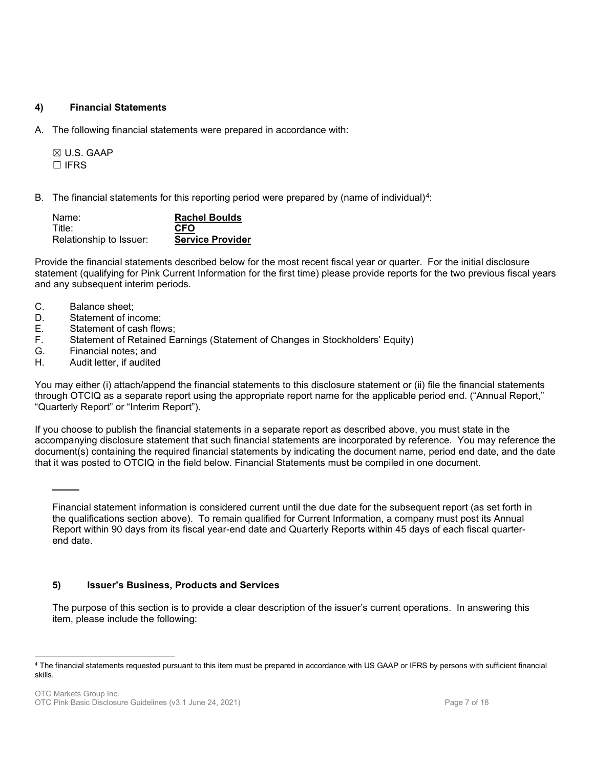## 4) Financial Statements

A. The following financial statements were prepared in accordance with:

☒ U.S. GAAP
☐ IFRS

B. The financial statements for this reporting period were prepared by (name of individual)[4]:

| | |
|---|---|
| Name: | **Rachel Boulds** |
| Title: | **CFO** |
| Relationship to Issuer: | **Service Provider** |

Provide the financial statements described below for the most recent fiscal year or quarter. For the initial disclosure statement (qualifying for Pink Current Information for the first time) please provide reports for the two previous fiscal years and any subsequent interim periods.

C. Balance sheet;
D. Statement of income;
E. Statement of cash flows;
F. Statement of Retained Earnings (Statement of Changes in Stockholders' Equity)
G. Financial notes; and
H. Audit letter, if audited

You may either (i) attach/append the financial statements to this disclosure statement or (ii) file the financial statements through OTCIQ as a separate report using the appropriate report name for the applicable period end. ("Annual Report," "Quarterly Report" or "Interim Report").

If you choose to publish the financial statements in a separate report as described above, you must state in the accompanying disclosure statement that such financial statements are incorporated by reference. You may reference the document(s) containing the required financial statements by indicating the document name, period end date, and the date that it was posted to OTCIQ in the field below. Financial Statements must be compiled in one document.

_____

Financial statement information is considered current until the due date for the subsequent report (as set forth in the qualifications section above). To remain qualified for Current Information, a company must post its Annual Report within 90 days from its fiscal year-end date and Quarterly Reports within 45 days of each fiscal quarter-end date.

## 5) Issuer's Business, Products and Services

The purpose of this section is to provide a clear description of the issuer's current operations. In answering this item, please include the following:

---

[4] The financial statements requested pursuant to this item must be prepared in accordance with US GAAP or IFRS by persons with sufficient financial skills.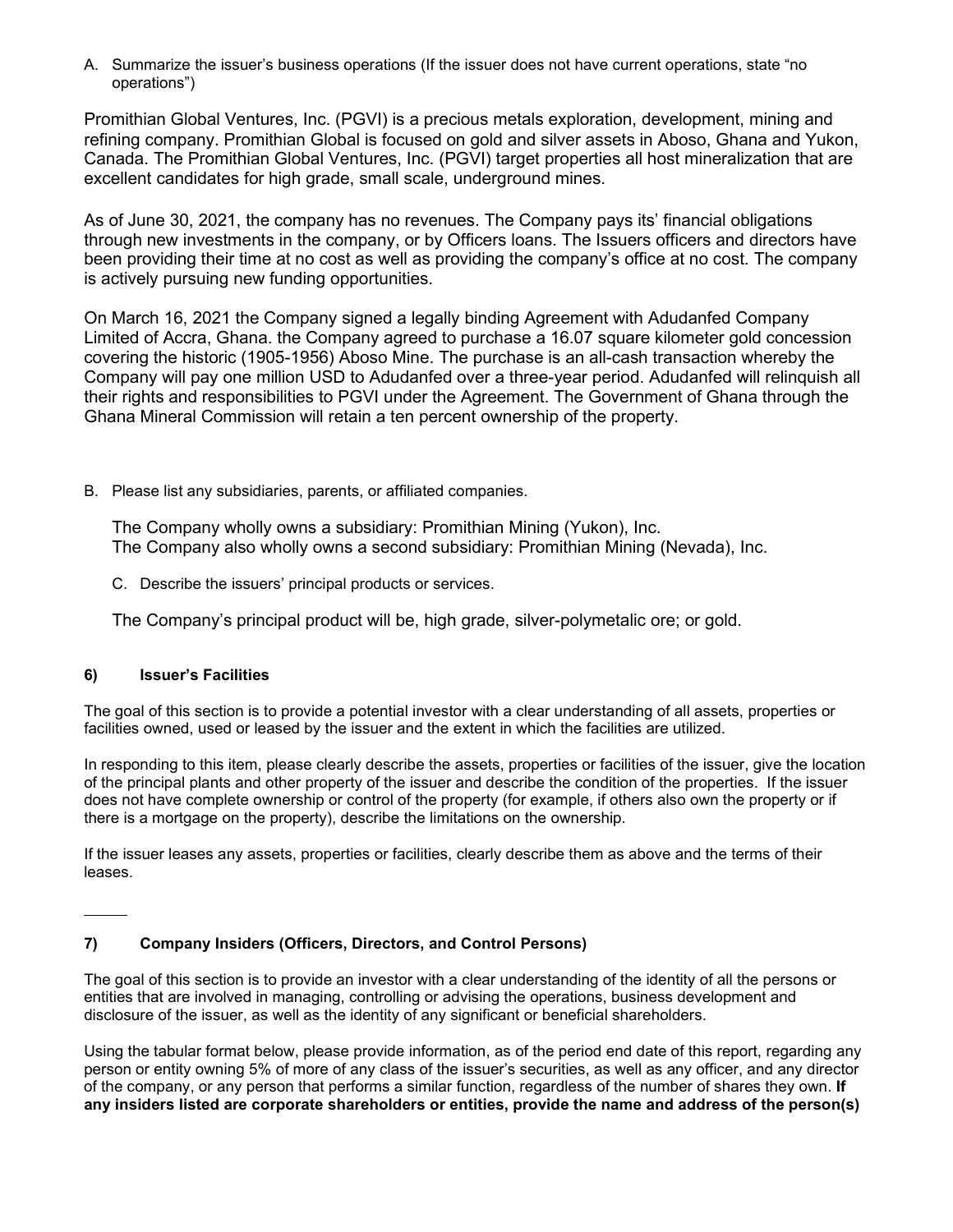A. Summarize the issuer's business operations (If the issuer does not have current operations, state "no operations")

Promithian Global Ventures, Inc. (PGVI) is a precious metals exploration, development, mining and refining company. Promithian Global is focused on gold and silver assets in Aboso, Ghana and Yukon, Canada. The Promithian Global Ventures, Inc. (PGVI) target properties all host mineralization that are excellent candidates for high grade, small scale, underground mines.

As of June 30, 2021, the company has no revenues. The Company pays its' financial obligations through new investments in the company, or by Officers loans. The Issuers officers and directors have been providing their time at no cost as well as providing the company's office at no cost. The company is actively pursuing new funding opportunities.

On March 16, 2021 the Company signed a legally binding Agreement with Adudanfed Company Limited of Accra, Ghana. the Company agreed to purchase a 16.07 square kilometer gold concession covering the historic (1905-1956) Aboso Mine. The purchase is an all-cash transaction whereby the Company will pay one million USD to Adudanfed over a three-year period. Adudanfed will relinquish all their rights and responsibilities to PGVI under the Agreement. The Government of Ghana through the Ghana Mineral Commission will retain a ten percent ownership of the property.

B. Please list any subsidiaries, parents, or affiliated companies.

The Company wholly owns a subsidiary: Promithian Mining (Yukon), Inc.
The Company also wholly owns a second subsidiary: Promithian Mining (Nevada), Inc.

C. Describe the issuers' principal products or services.

The Company's principal product will be, high grade, silver-polymetalic ore; or gold.

## 6) Issuer's Facilities

The goal of this section is to provide a potential investor with a clear understanding of all assets, properties or facilities owned, used or leased by the issuer and the extent in which the facilities are utilized.

In responding to this item, please clearly describe the assets, properties or facilities of the issuer, give the location of the principal plants and other property of the issuer and describe the condition of the properties. If the issuer does not have complete ownership or control of the property (for example, if others also own the property or if there is a mortgage on the property), describe the limitations on the ownership.

If the issuer leases any assets, properties or facilities, clearly describe them as above and the terms of their leases.

## 7) Company Insiders (Officers, Directors, and Control Persons)

The goal of this section is to provide an investor with a clear understanding of the identity of all the persons or entities that are involved in managing, controlling or advising the operations, business development and disclosure of the issuer, as well as the identity of any significant or beneficial shareholders.

Using the tabular format below, please provide information, as of the period end date of this report, regarding any person or entity owning 5% of more of any class of the issuer's securities, as well as any officer, and any director of the company, or any person that performs a similar function, regardless of the number of shares they own. **If any insiders listed are corporate shareholders or entities, provide the name and address of the person(s)**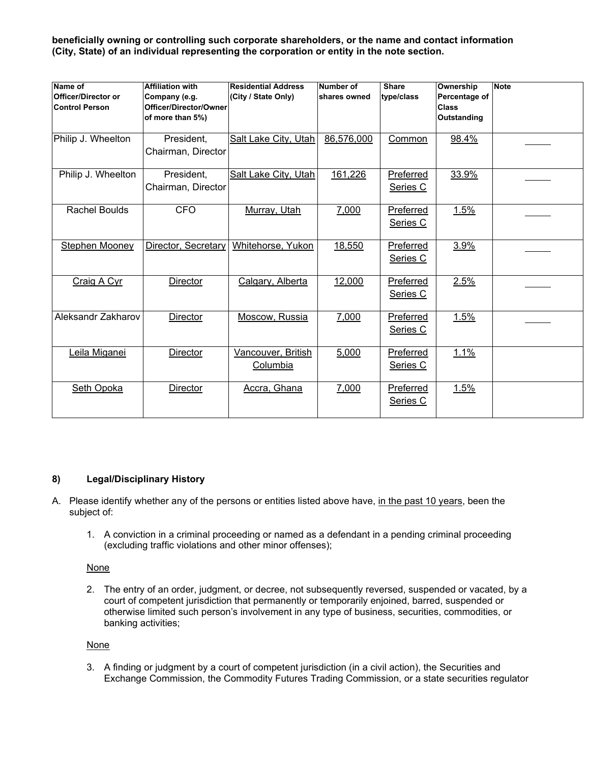**beneficially owning or controlling such corporate shareholders, or the name and contact information (City, State) of an individual representing the corporation or entity in the note section.**

| Name of Officer/Director or Control Person | Affiliation with Company (e.g. Officer/Director/Owner of more than 5%) | Residential Address (City / State Only) | Number of shares owned | Share type/class | Ownership Percentage of Class Outstanding | Note |
|---|---|---|---|---|---|---|
| Philip J. Wheelton | President, Chairman, Director | Salt Lake City, Utah | 86,576,000 | Common | 98.4% | _____ |
| Philip J. Wheelton | President, Chairman, Director | Salt Lake City, Utah | 161,226 | Preferred Series C | 33.9% | _____ |
| Rachel Boulds | CFO | Murray, Utah | 7,000 | Preferred Series C | 1.5% | _____ |
| Stephen Mooney | Director, Secretary | Whitehorse, Yukon | 18,550 | Preferred Series C | 3.9% | _____ |
| Craig A Cyr | Director | Calgary, Alberta | 12,000 | Preferred Series C | 2.5% | _____ |
| Aleksandr Zakharov | Director | Moscow, Russia | 7,000 | Preferred Series C | 1.5% | _____ |
| Leila Miganei | Director | Vancouver, British Columbia | 5,000 | Preferred Series C | 1.1% | |
| Seth Opoka | Director | Accra, Ghana | 7,000 | Preferred Series C | 1.5% | |

## 8) Legal/Disciplinary History

A. Please identify whether any of the persons or entities listed above have, in the past 10 years, been the subject of:

1. A conviction in a criminal proceeding or named as a defendant in a pending criminal proceeding (excluding traffic violations and other minor offenses);

   None

2. The entry of an order, judgment, or decree, not subsequently reversed, suspended or vacated, by a court of competent jurisdiction that permanently or temporarily enjoined, barred, suspended or otherwise limited such person's involvement in any type of business, securities, commodities, or banking activities;

   None

3. A finding or judgment by a court of competent jurisdiction (in a civil action), the Securities and Exchange Commission, the Commodity Futures Trading Commission, or a state securities regulator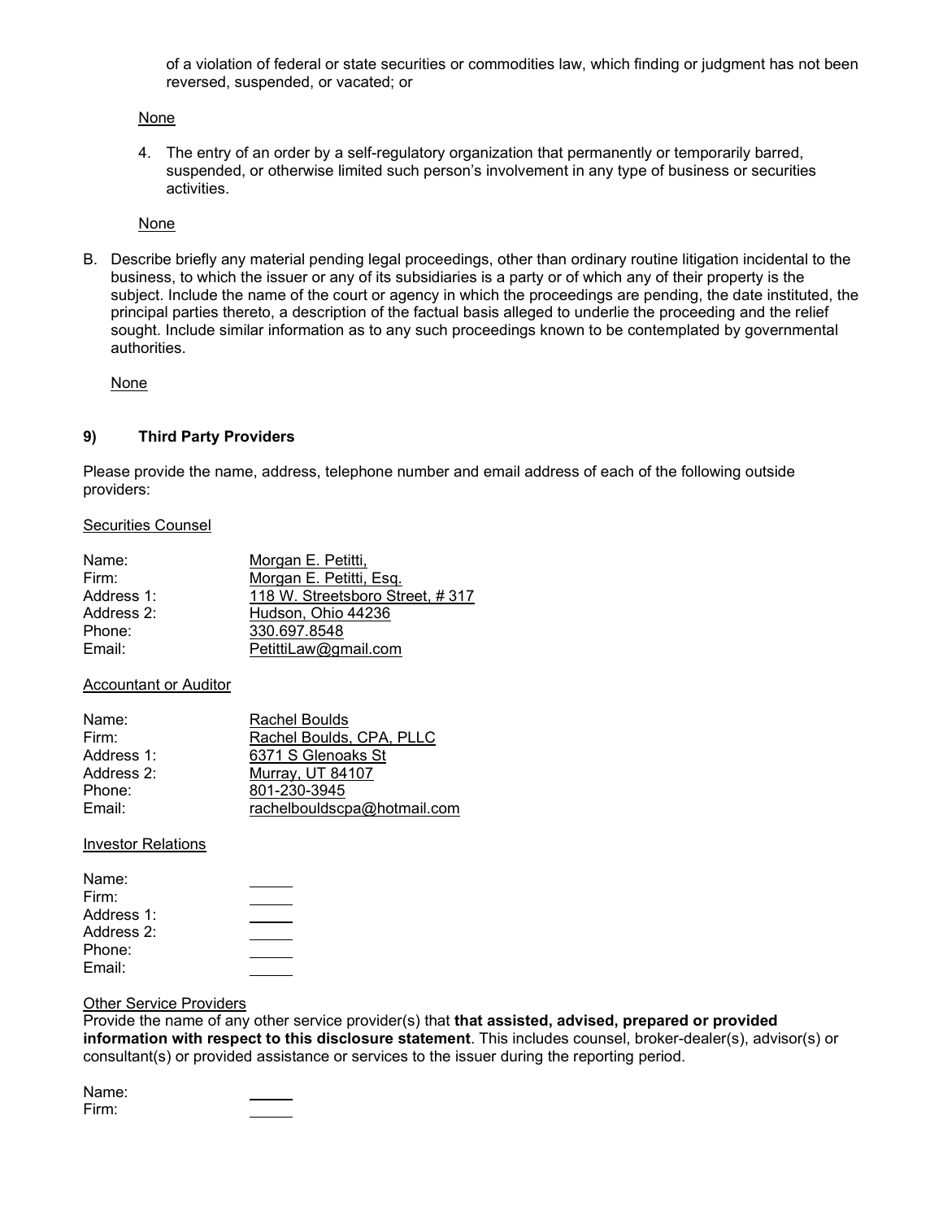of a violation of federal or state securities or commodities law, which finding or judgment has not been reversed, suspended, or vacated; or

None

4. The entry of an order by a self-regulatory organization that permanently or temporarily barred, suspended, or otherwise limited such person's involvement in any type of business or securities activities.

None

B. Describe briefly any material pending legal proceedings, other than ordinary routine litigation incidental to the business, to which the issuer or any of its subsidiaries is a party or of which any of their property is the subject. Include the name of the court or agency in which the proceedings are pending, the date instituted, the principal parties thereto, a description of the factual basis alleged to underlie the proceeding and the relief sought. Include similar information as to any such proceedings known to be contemplated by governmental authorities.

None

## 9) Third Party Providers

Please provide the name, address, telephone number and email address of each of the following outside providers:

Securities Counsel

Name: Morgan E. Petitti,
Firm: Morgan E. Petitti, Esq.
Address 1: 118 W. Streetsboro Street, # 317
Address 2: Hudson, Ohio 44236
Phone: 330.697.8548
Email: PetittiLaw@gmail.com

Accountant or Auditor

Name: Rachel Boulds
Firm: Rachel Boulds, CPA, PLLC
Address 1: 6371 S Glenoaks St
Address 2: Murray, UT 84107
Phone: 801-230-3945
Email: rachelbouldscpa@hotmail.com

Investor Relations

Name: ______
Firm: ______
Address 1: ______
Address 2: ______
Phone: ______
Email: ______

Other Service Providers

Provide the name of any other service provider(s) that **that assisted, advised, prepared or provided information with respect to this disclosure statement**. This includes counsel, broker-dealer(s), advisor(s) or consultant(s) or provided assistance or services to the issuer during the reporting period.

Name: ______
Firm: ______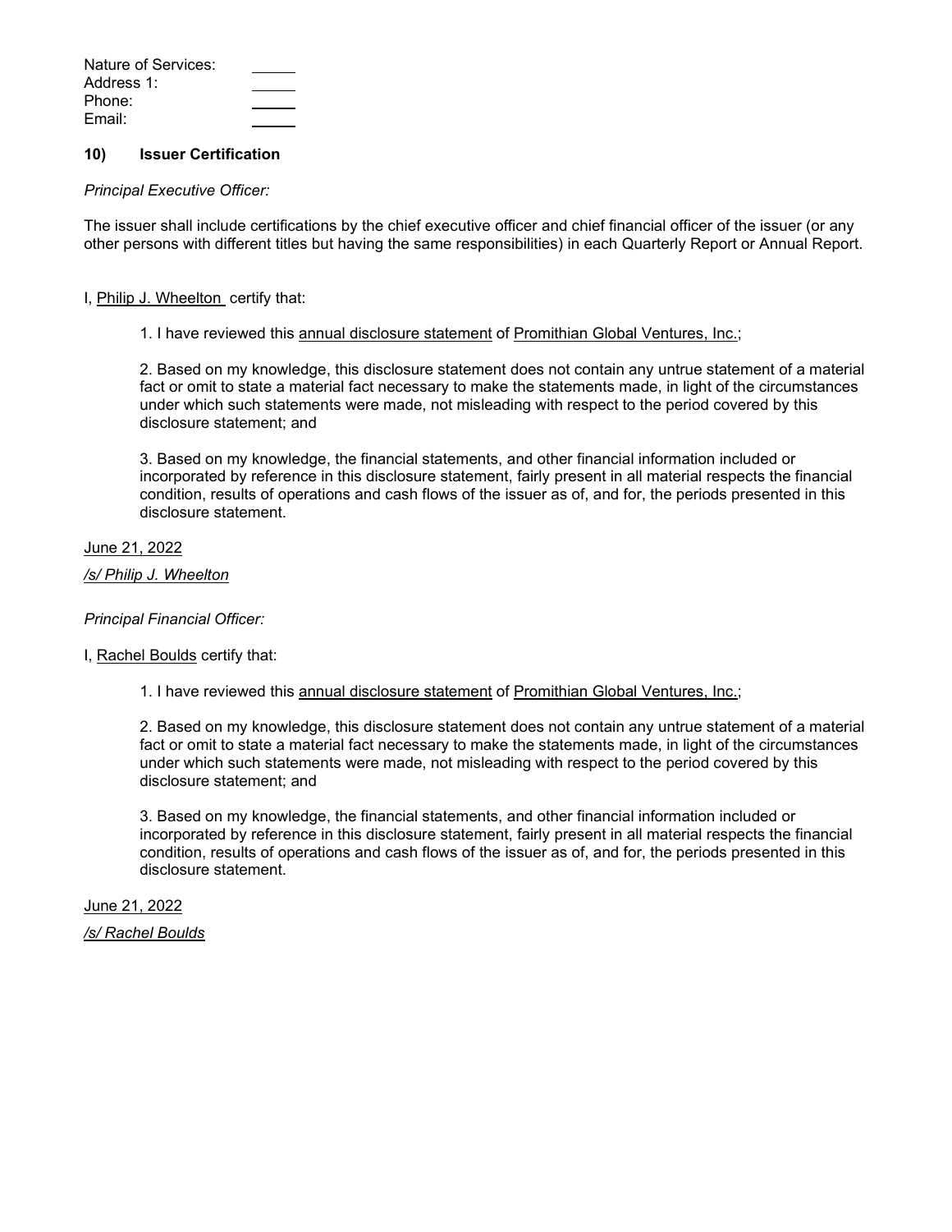Nature of Services: \_\_\_\_\_
Address 1: \_\_\_\_\_
Phone: \_\_\_\_\_
Email: \_\_\_\_\_

## 10) Issuer Certification

*Principal Executive Officer:*

The issuer shall include certifications by the chief executive officer and chief financial officer of the issuer (or any other persons with different titles but having the same responsibilities) in each Quarterly Report or Annual Report.

I, Philip J. Wheelton certify that:

1. I have reviewed this annual disclosure statement of Promithian Global Ventures, Inc.;

2. Based on my knowledge, this disclosure statement does not contain any untrue statement of a material fact or omit to state a material fact necessary to make the statements made, in light of the circumstances under which such statements were made, not misleading with respect to the period covered by this disclosure statement; and

3. Based on my knowledge, the financial statements, and other financial information included or incorporated by reference in this disclosure statement, fairly present in all material respects the financial condition, results of operations and cash flows of the issuer as of, and for, the periods presented in this disclosure statement.

June 21, 2022

*/s/ Philip J. Wheelton*

*Principal Financial Officer:*

I, Rachel Boulds certify that:

1. I have reviewed this annual disclosure statement of Promithian Global Ventures, Inc.;

2. Based on my knowledge, this disclosure statement does not contain any untrue statement of a material fact or omit to state a material fact necessary to make the statements made, in light of the circumstances under which such statements were made, not misleading with respect to the period covered by this disclosure statement; and

3. Based on my knowledge, the financial statements, and other financial information included or incorporated by reference in this disclosure statement, fairly present in all material respects the financial condition, results of operations and cash flows of the issuer as of, and for, the periods presented in this disclosure statement.

June 21, 2022

*/s/ Rachel Boulds*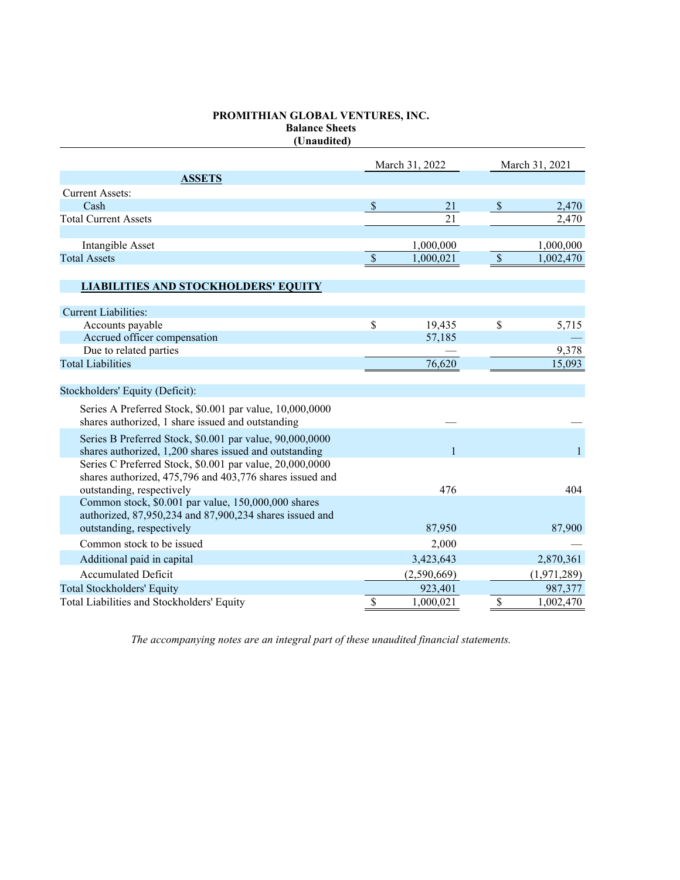**PROMITHIAN GLOBAL VENTURES, INC.**
**Balance Sheets**
**(Unaudited)**

| | March 31, 2022 | March 31, 2021 |
|---|---|---|
| **ASSETS** | | |
| Current Assets: | | |
| Cash | $ 21 | $ 2,470 |
| Total Current Assets | 21 | 2,470 |
| | | |
| Intangible Asset | 1,000,000 | 1,000,000 |
| Total Assets | $ 1,000,021 | $ 1,002,470 |
| | | |
| **LIABILITIES AND STOCKHOLDERS' EQUITY** | | |
| | | |
| Current Liabilities: | | |
| Accounts payable | $ 19,435 | $ 5,715 |
| Accrued officer compensation | 57,185 | — |
| Due to related parties | — | 9,378 |
| Total Liabilities | 76,620 | 15,093 |
| | | |
| Stockholders' Equity (Deficit): | | |
| Series A Preferred Stock, $0.001 par value, 10,000,0000 shares authorized, 1 share issued and outstanding | — | — |
| Series B Preferred Stock, $0.001 par value, 90,000,0000 shares authorized, 1,200 shares issued and outstanding | 1 | 1 |
| Series C Preferred Stock, $0.001 par value, 20,000,0000 shares authorized, 475,796 and 403,776 shares issued and outstanding, respectively | 476 | 404 |
| Common stock, $0.001 par value, 150,000,000 shares authorized, 87,950,234 and 87,900,234 shares issued and outstanding, respectively | 87,950 | 87,900 |
| Common stock to be issued | 2,000 | — |
| Additional paid in capital | 3,423,643 | 2,870,361 |
| Accumulated Deficit | (2,590,669) | (1,971,289) |
| Total Stockholders' Equity | 923,401 | 987,377 |
| Total Liabilities and Stockholders' Equity | $ 1,000,021 | $ 1,002,470 |

*The accompanying notes are an integral part of these unaudited financial statements.*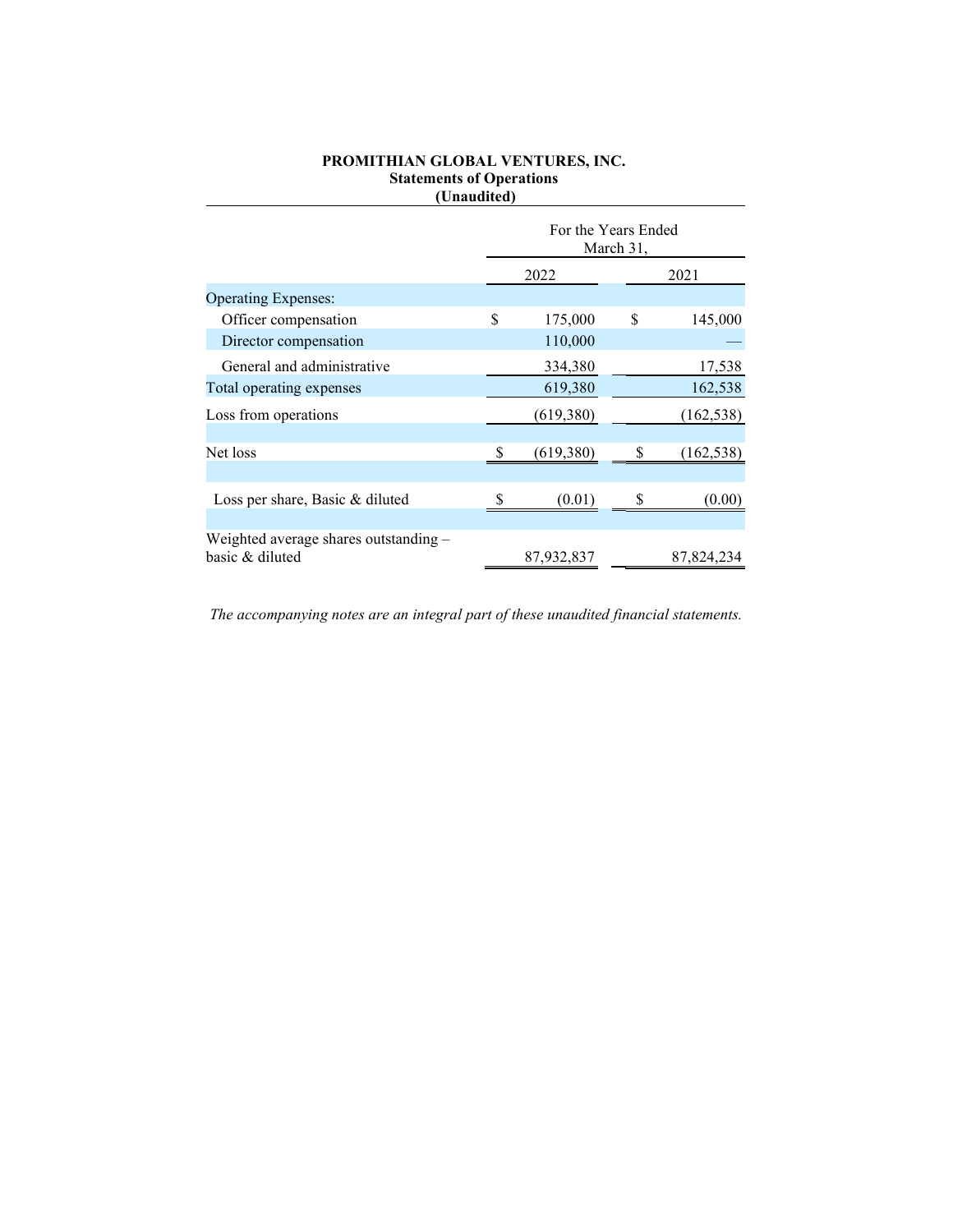**PROMITHIAN GLOBAL VENTURES, INC.**
**Statements of Operations**
**(Unaudited)**

| | For the Years Ended March 31, | |
|---|---|---|
| | 2022 | 2021 |
| Operating Expenses: | | |
| Officer compensation | $ 175,000 | $ 145,000 |
| Director compensation | 110,000 | — |
| General and administrative | 334,380 | 17,538 |
| Total operating expenses | 619,380 | 162,538 |
| Loss from operations | (619,380) | (162,538) |
| Net loss | $ (619,380) | $ (162,538) |
| Loss per share, Basic & diluted | $ (0.01) | $ (0.00) |
| Weighted average shares outstanding – basic & diluted | 87,932,837 | 87,824,234 |

*The accompanying notes are an integral part of these unaudited financial statements.*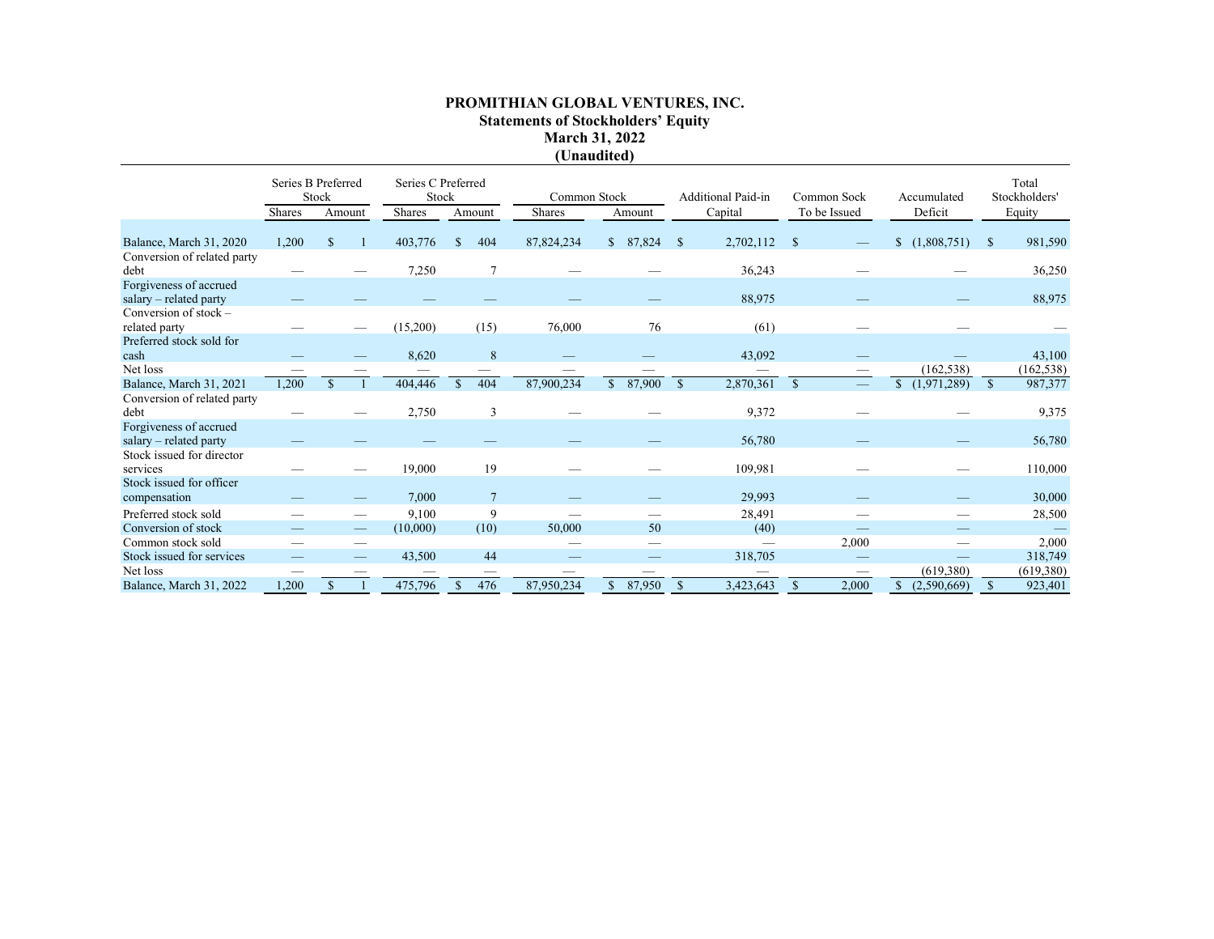**PROMITHIAN GLOBAL VENTURES, INC.**
**Statements of Stockholders' Equity**
**March 31, 2022**
**(Unaudited)**

| | Series B Preferred Stock | | Series C Preferred Stock | | Common Stock | | Additional Paid-in | Common Sock | Accumulated | Total Stockholders' |
|---|---|---|---|---|---|---|---|---|---|---|
| | Shares | Amount | Shares | Amount | Shares | Amount | Capital | To be Issued | Deficit | Equity |
| Balance, March 31, 2020 | 1,200 | $ 1 | 403,776 | $ 404 | 87,824,234 | $ 87,824 | $ 2,702,112 | $ — | $ (1,808,751) | $ 981,590 |
| Conversion of related party debt | — | — | 7,250 | 7 | — | — | 36,243 | — | — | 36,250 |
| Forgiveness of accrued salary – related party | — | — | — | — | — | — | 88,975 | — | — | 88,975 |
| Conversion of stock – related party | — | — | (15,200) | (15) | 76,000 | 76 | (61) | — | — | — |
| Preferred stock sold for cash | — | — | 8,620 | 8 | — | — | 43,092 | — | — | 43,100 |
| Net loss | — | — | — | — | — | — | — | — | (162,538) | (162,538) |
| Balance, March 31, 2021 | 1,200 | $ 1 | 404,446 | $ 404 | 87,900,234 | $ 87,900 | $ 2,870,361 | $ — | $ (1,971,289) | $ 987,377 |
| Conversion of related party debt | — | — | 2,750 | 3 | — | — | 9,372 | — | — | 9,375 |
| Forgiveness of accrued salary – related party | — | — | — | — | — | — | 56,780 | — | — | 56,780 |
| Stock issued for director services | — | — | 19,000 | 19 | — | — | 109,981 | — | — | 110,000 |
| Stock issued for officer compensation | — | — | 7,000 | 7 | — | — | 29,993 | — | — | 30,000 |
| Preferred stock sold | — | — | 9,100 | 9 | — | — | 28,491 | — | — | 28,500 |
| Conversion of stock | — | — | (10,000) | (10) | 50,000 | 50 | (40) | — | — | — |
| Common stock sold | — | — | | | — | — | — | 2,000 | — | 2,000 |
| Stock issued for services | — | — | 43,500 | 44 | — | — | 318,705 | — | — | 318,749 |
| Net loss | — | — | — | — | — | — | — | — | (619,380) | (619,380) |
| Balance, March 31, 2022 | 1,200 | $ 1 | 475,796 | $ 476 | 87,950,234 | $ 87,950 | $ 3,423,643 | $ 2,000 | $ (2,590,669) | $ 923,401 |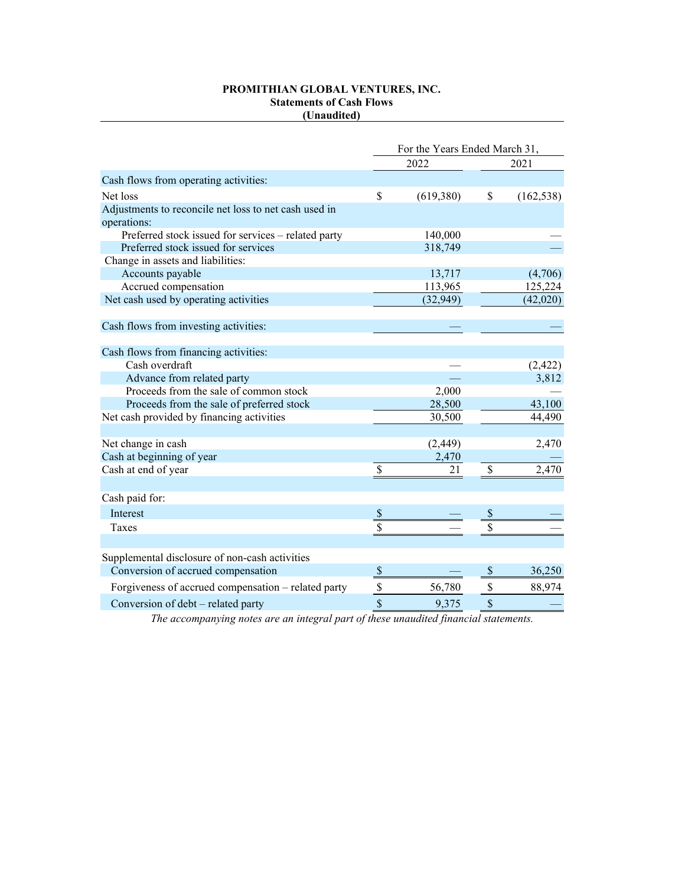**PROMITHIAN GLOBAL VENTURES, INC.**
**Statements of Cash Flows**
**(Unaudited)**

| | For the Years Ended March 31, | |
|---|---|---|
| | 2022 | 2021 |
| Cash flows from operating activities: | | |
| Net loss | $ (619,380) | $ (162,538) |
| Adjustments to reconcile net loss to net cash used in operations: | | |
| Preferred stock issued for services – related party | 140,000 | — |
| Preferred stock issued for services | 318,749 | — |
| Change in assets and liabilities: | | |
| Accounts payable | 13,717 | (4,706) |
| Accrued compensation | 113,965 | 125,224 |
| Net cash used by operating activities | (32,949) | (42,020) |
| | | |
| Cash flows from investing activities: | — | — |
| | | |
| Cash flows from financing activities: | | |
| Cash overdraft | — | (2,422) |
| Advance from related party | — | 3,812 |
| Proceeds from the sale of common stock | 2,000 | — |
| Proceeds from the sale of preferred stock | 28,500 | 43,100 |
| Net cash provided by financing activities | 30,500 | 44,490 |
| | | |
| Net change in cash | (2,449) | 2,470 |
| Cash at beginning of year | 2,470 | — |
| Cash at end of year | $ 21 | $ 2,470 |
| | | |
| Cash paid for: | | |
| Interest | $ — | $ — |
| Taxes | $ — | $ — |
| | | |
| Supplemental disclosure of non-cash activities | | |
| Conversion of accrued compensation | $ — | $ 36,250 |
| Forgiveness of accrued compensation – related party | $ 56,780 | $ 88,974 |
| Conversion of debt – related party | $ 9,375 | $ — |

*The accompanying notes are an integral part of these unaudited financial statements.*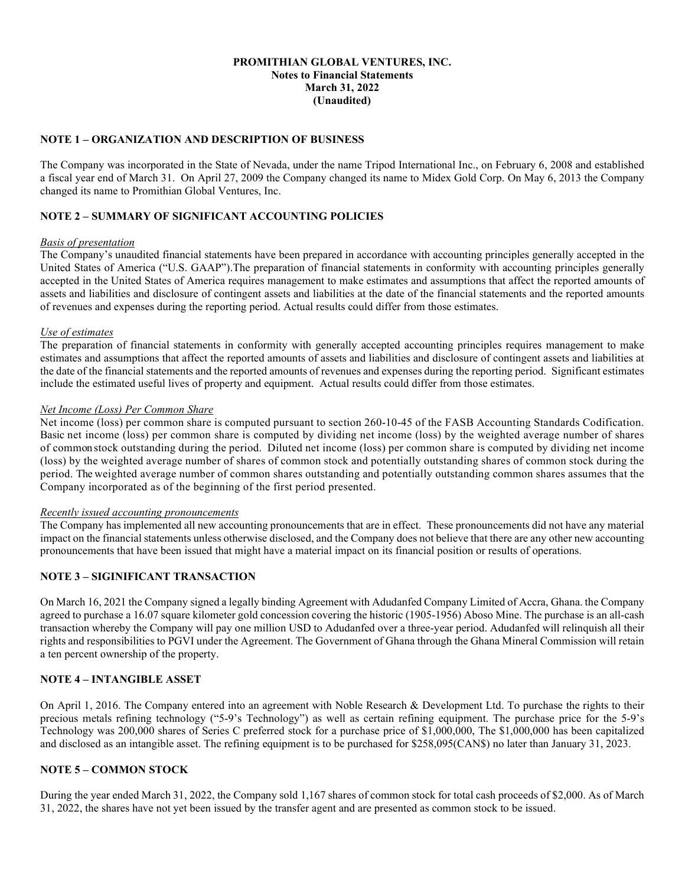**PROMITHIAN GLOBAL VENTURES, INC.**
**Notes to Financial Statements**
**March 31, 2022**
**(Unaudited)**

## NOTE 1 – ORGANIZATION AND DESCRIPTION OF BUSINESS

The Company was incorporated in the State of Nevada, under the name Tripod International Inc., on February 6, 2008 and established a fiscal year end of March 31. On April 27, 2009 the Company changed its name to Midex Gold Corp. On May 6, 2013 the Company changed its name to Promithian Global Ventures, Inc.

## NOTE 2 – SUMMARY OF SIGNIFICANT ACCOUNTING POLICIES

*Basis of presentation*
The Company's unaudited financial statements have been prepared in accordance with accounting principles generally accepted in the United States of America ("U.S. GAAP").The preparation of financial statements in conformity with accounting principles generally accepted in the United States of America requires management to make estimates and assumptions that affect the reported amounts of assets and liabilities and disclosure of contingent assets and liabilities at the date of the financial statements and the reported amounts of revenues and expenses during the reporting period. Actual results could differ from those estimates.

*Use of estimates*
The preparation of financial statements in conformity with generally accepted accounting principles requires management to make estimates and assumptions that affect the reported amounts of assets and liabilities and disclosure of contingent assets and liabilities at the date of the financial statements and the reported amounts of revenues and expenses during the reporting period. Significant estimates include the estimated useful lives of property and equipment. Actual results could differ from those estimates.

*Net Income (Loss) Per Common Share*
Net income (loss) per common share is computed pursuant to section 260-10-45 of the FASB Accounting Standards Codification. Basic net income (loss) per common share is computed by dividing net income (loss) by the weighted average number of shares of common stock outstanding during the period. Diluted net income (loss) per common share is computed by dividing net income (loss) by the weighted average number of shares of common stock and potentially outstanding shares of common stock during the period. The weighted average number of common shares outstanding and potentially outstanding common shares assumes that the Company incorporated as of the beginning of the first period presented.

*Recently issued accounting pronouncements*
The Company has implemented all new accounting pronouncements that are in effect. These pronouncements did not have any material impact on the financial statements unless otherwise disclosed, and the Company does not believe that there are any other new accounting pronouncements that have been issued that might have a material impact on its financial position or results of operations.

## NOTE 3 – SIGINIFICANT TRANSACTION

On March 16, 2021 the Company signed a legally binding Agreement with Adudanfed Company Limited of Accra, Ghana. the Company agreed to purchase a 16.07 square kilometer gold concession covering the historic (1905-1956) Aboso Mine. The purchase is an all-cash transaction whereby the Company will pay one million USD to Adudanfed over a three-year period. Adudanfed will relinquish all their rights and responsibilities to PGVI under the Agreement. The Government of Ghana through the Ghana Mineral Commission will retain a ten percent ownership of the property.

## NOTE 4 – INTANGIBLE ASSET

On April 1, 2016. The Company entered into an agreement with Noble Research & Development Ltd. To purchase the rights to their precious metals refining technology ("5-9's Technology") as well as certain refining equipment. The purchase price for the 5-9's Technology was 200,000 shares of Series C preferred stock for a purchase price of $1,000,000, The $1,000,000 has been capitalized and disclosed as an intangible asset. The refining equipment is to be purchased for $258,095(CAN$) no later than January 31, 2023.

## NOTE 5 – COMMON STOCK

During the year ended March 31, 2022, the Company sold 1,167 shares of common stock for total cash proceeds of $2,000. As of March 31, 2022, the shares have not yet been issued by the transfer agent and are presented as common stock to be issued.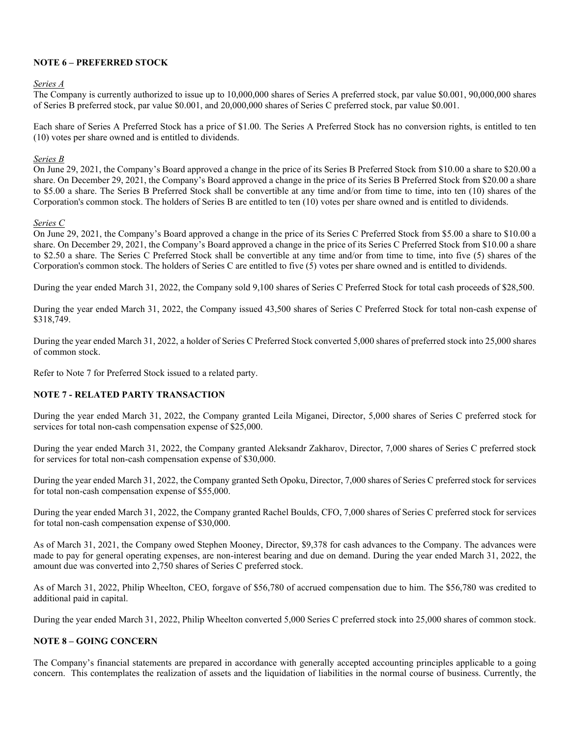## NOTE 6 – PREFERRED STOCK

*Series A*

The Company is currently authorized to issue up to 10,000,000 shares of Series A preferred stock, par value $0.001, 90,000,000 shares of Series B preferred stock, par value $0.001, and 20,000,000 shares of Series C preferred stock, par value $0.001.

Each share of Series A Preferred Stock has a price of $1.00. The Series A Preferred Stock has no conversion rights, is entitled to ten (10) votes per share owned and is entitled to dividends.

*Series B*

On June 29, 2021, the Company's Board approved a change in the price of its Series B Preferred Stock from $10.00 a share to $20.00 a share. On December 29, 2021, the Company's Board approved a change in the price of its Series B Preferred Stock from $20.00 a share to $5.00 a share. The Series B Preferred Stock shall be convertible at any time and/or from time to time, into ten (10) shares of the Corporation's common stock. The holders of Series B are entitled to ten (10) votes per share owned and is entitled to dividends.

*Series C*

On June 29, 2021, the Company's Board approved a change in the price of its Series C Preferred Stock from $5.00 a share to $10.00 a share. On December 29, 2021, the Company's Board approved a change in the price of its Series C Preferred Stock from $10.00 a share to $2.50 a share. The Series C Preferred Stock shall be convertible at any time and/or from time to time, into five (5) shares of the Corporation's common stock. The holders of Series C are entitled to five (5) votes per share owned and is entitled to dividends.

During the year ended March 31, 2022, the Company sold 9,100 shares of Series C Preferred Stock for total cash proceeds of $28,500.

During the year ended March 31, 2022, the Company issued 43,500 shares of Series C Preferred Stock for total non-cash expense of $318,749.

During the year ended March 31, 2022, a holder of Series C Preferred Stock converted 5,000 shares of preferred stock into 25,000 shares of common stock.

Refer to Note 7 for Preferred Stock issued to a related party.

## NOTE 7 - RELATED PARTY TRANSACTION

During the year ended March 31, 2022, the Company granted Leila Miganei, Director, 5,000 shares of Series C preferred stock for services for total non-cash compensation expense of $25,000.

During the year ended March 31, 2022, the Company granted Aleksandr Zakharov, Director, 7,000 shares of Series C preferred stock for services for total non-cash compensation expense of $30,000.

During the year ended March 31, 2022, the Company granted Seth Opoku, Director, 7,000 shares of Series C preferred stock for services for total non-cash compensation expense of $55,000.

During the year ended March 31, 2022, the Company granted Rachel Boulds, CFO, 7,000 shares of Series C preferred stock for services for total non-cash compensation expense of $30,000.

As of March 31, 2021, the Company owed Stephen Mooney, Director, $9,378 for cash advances to the Company. The advances were made to pay for general operating expenses, are non-interest bearing and due on demand. During the year ended March 31, 2022, the amount due was converted into 2,750 shares of Series C preferred stock.

As of March 31, 2022, Philip Wheelton, CEO, forgave of $56,780 of accrued compensation due to him. The $56,780 was credited to additional paid in capital.

During the year ended March 31, 2022, Philip Wheelton converted 5,000 Series C preferred stock into 25,000 shares of common stock.

## NOTE 8 – GOING CONCERN

The Company's financial statements are prepared in accordance with generally accepted accounting principles applicable to a going concern. This contemplates the realization of assets and the liquidation of liabilities in the normal course of business. Currently, the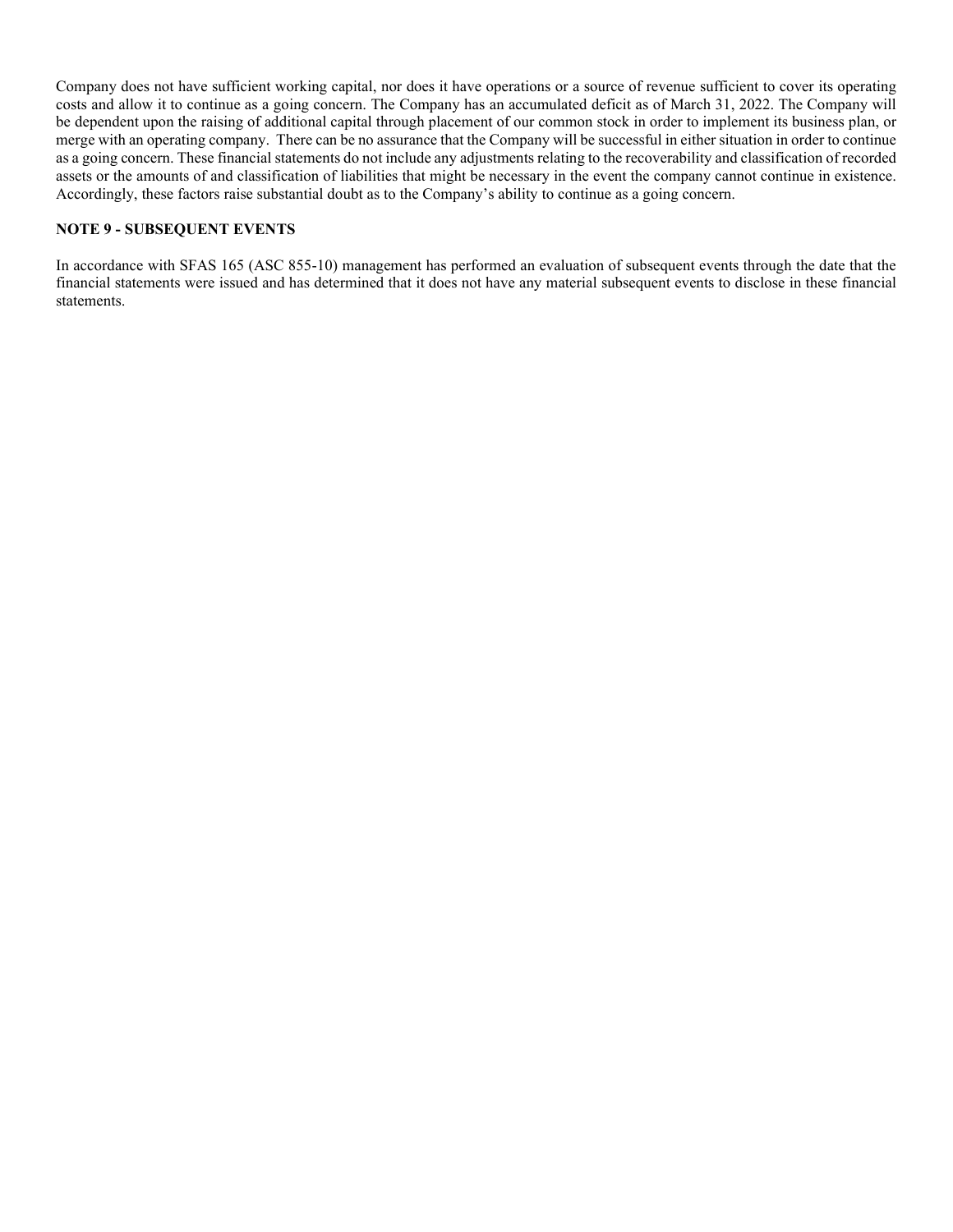Company does not have sufficient working capital, nor does it have operations or a source of revenue sufficient to cover its operating costs and allow it to continue as a going concern. The Company has an accumulated deficit as of March 31, 2022. The Company will be dependent upon the raising of additional capital through placement of our common stock in order to implement its business plan, or merge with an operating company. There can be no assurance that the Company will be successful in either situation in order to continue as a going concern. These financial statements do not include any adjustments relating to the recoverability and classification of recorded assets or the amounts of and classification of liabilities that might be necessary in the event the company cannot continue in existence. Accordingly, these factors raise substantial doubt as to the Company's ability to continue as a going concern.

**NOTE 9 - SUBSEQUENT EVENTS**

In accordance with SFAS 165 (ASC 855-10) management has performed an evaluation of subsequent events through the date that the financial statements were issued and has determined that it does not have any material subsequent events to disclose in these financial statements.